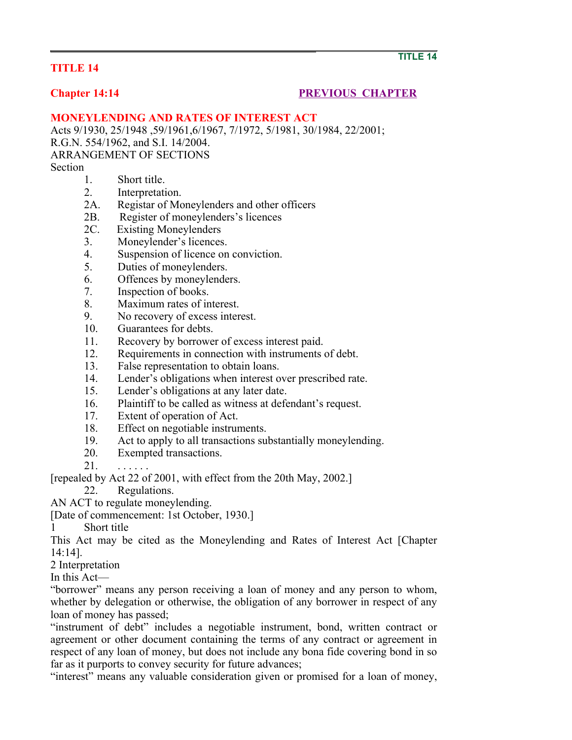# TITLE 14

## Chapter 14:14

PREVIOUS CHAPTER

## MONEYLENDING AND RATES OF INTEREST ACT

Acts 9/1930, 25/1948 ,59/1961,6/1967, 7/1972, 5/1981, 30/1984, 22/2001;
R.G.N. 554/1962, and S.I. 14/2004.

ARRANGEMENT OF SECTIONS

Section

1. Short title.
2. Interpretation.
2A. Registar of Moneylenders and other officers
2B. Register of moneylenders's licences
2C. Existing Moneylenders
3. Moneylender's licences.
4. Suspension of licence on conviction.
5. Duties of moneylenders.
6. Offences by moneylenders.
7. Inspection of books.
8. Maximum rates of interest.
9. No recovery of excess interest.
10. Guarantees for debts.
11. Recovery by borrower of excess interest paid.
12. Requirements in connection with instruments of debt.
13. False representation to obtain loans.
14. Lender's obligations when interest over prescribed rate.
15. Lender's obligations at any later date.
16. Plaintiff to be called as witness at defendant's request.
17. Extent of operation of Act.
18. Effect on negotiable instruments.
19. Act to apply to all transactions substantially moneylending.
20. Exempted transactions.
21. . . . . . .

[repealed by Act 22 of 2001, with effect from the 20th May, 2002.]

22. Regulations.

AN ACT to regulate moneylending.

[Date of commencement: 1st October, 1930.]

1 Short title

This Act may be cited as the Moneylending and Rates of Interest Act [Chapter 14:14].

2 Interpretation

In this Act—

"borrower" means any person receiving a loan of money and any person to whom, whether by delegation or otherwise, the obligation of any borrower in respect of any loan of money has passed;

"instrument of debt" includes a negotiable instrument, bond, written contract or agreement or other document containing the terms of any contract or agreement in respect of any loan of money, but does not include any bona fide covering bond in so far as it purports to convey security for future advances;

"interest" means any valuable consideration given or promised for a loan of money,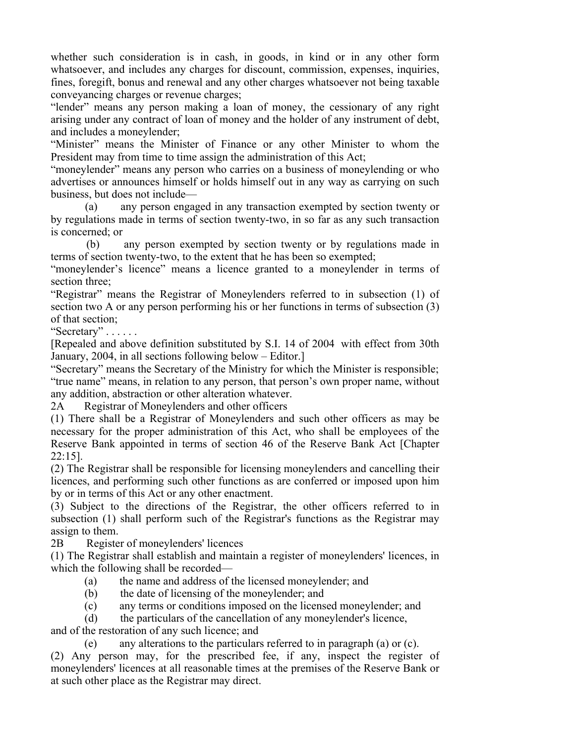whether such consideration is in cash, in goods, in kind or in any other form whatsoever, and includes any charges for discount, commission, expenses, inquiries, fines, foregift, bonus and renewal and any other charges whatsoever not being taxable conveyancing charges or revenue charges;

"lender" means any person making a loan of money, the cessionary of any right arising under any contract of loan of money and the holder of any instrument of debt, and includes a moneylender;

"Minister" means the Minister of Finance or any other Minister to whom the President may from time to time assign the administration of this Act;

"moneylender" means any person who carries on a business of moneylending or who advertises or announces himself or holds himself out in any way as carrying on such business, but does not include—

(a) any person engaged in any transaction exempted by section twenty or by regulations made in terms of section twenty-two, in so far as any such transaction is concerned; or

(b) any person exempted by section twenty or by regulations made in terms of section twenty-two, to the extent that he has been so exempted;

"moneylender's licence" means a licence granted to a moneylender in terms of section three;

"Registrar" means the Registrar of Moneylenders referred to in subsection (1) of section two A or any person performing his or her functions in terms of subsection (3) of that section;

"Secretary" . . . . . .

[Repealed and above definition substituted by S.I. 14 of 2004 with effect from 30th January, 2004, in all sections following below – Editor.]

"Secretary" means the Secretary of the Ministry for which the Minister is responsible;

"true name" means, in relation to any person, that person's own proper name, without any addition, abstraction or other alteration whatever.

2A Registrar of Moneylenders and other officers

(1) There shall be a Registrar of Moneylenders and such other officers as may be necessary for the proper administration of this Act, who shall be employees of the Reserve Bank appointed in terms of section 46 of the Reserve Bank Act [Chapter 22:15].

(2) The Registrar shall be responsible for licensing moneylenders and cancelling their licences, and performing such other functions as are conferred or imposed upon him by or in terms of this Act or any other enactment.

(3) Subject to the directions of the Registrar, the other officers referred to in subsection (1) shall perform such of the Registrar's functions as the Registrar may assign to them.

2B Register of moneylenders' licences

(1) The Registrar shall establish and maintain a register of moneylenders' licences, in which the following shall be recorded—

(a) the name and address of the licensed moneylender; and

(b) the date of licensing of the moneylender; and

(c) any terms or conditions imposed on the licensed moneylender; and

(d) the particulars of the cancellation of any moneylender's licence,

and of the restoration of any such licence; and

(e) any alterations to the particulars referred to in paragraph (a) or (c).

(2) Any person may, for the prescribed fee, if any, inspect the register of moneylenders' licences at all reasonable times at the premises of the Reserve Bank or at such other place as the Registrar may direct.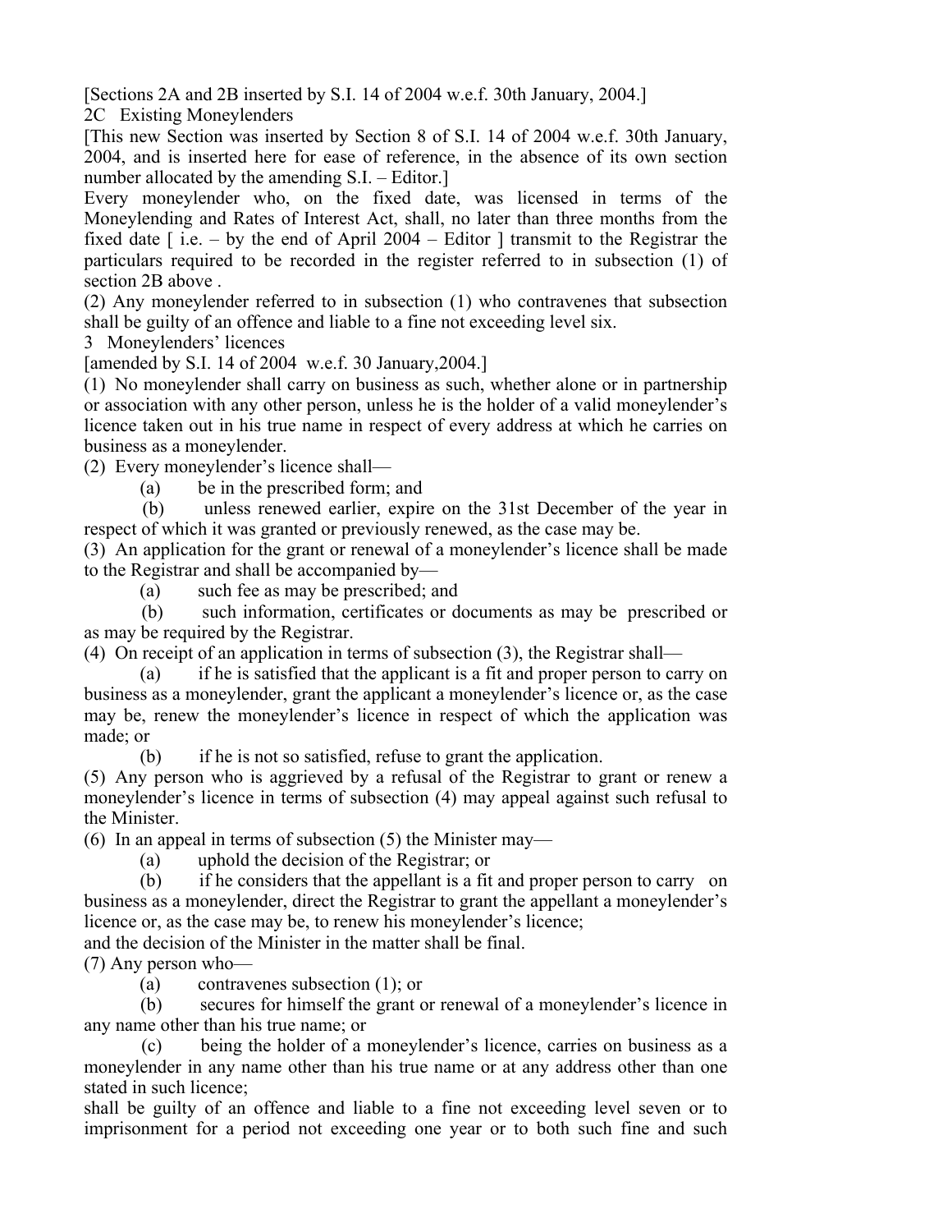[Sections 2A and 2B inserted by S.I. 14 of 2004 w.e.f. 30th January, 2004.]

## 2C Existing Moneylenders

[This new Section was inserted by Section 8 of S.I. 14 of 2004 w.e.f. 30th January, 2004, and is inserted here for ease of reference, in the absence of its own section number allocated by the amending S.I. – Editor.]

Every moneylender who, on the fixed date, was licensed in terms of the Moneylending and Rates of Interest Act, shall, no later than three months from the fixed date [ i.e. – by the end of April 2004 – Editor ] transmit to the Registrar the particulars required to be recorded in the register referred to in subsection (1) of section 2B above .

(2) Any moneylender referred to in subsection (1) who contravenes that subsection shall be guilty of an offence and liable to a fine not exceeding level six.

## 3 Moneylenders' licences

[amended by S.I. 14 of 2004 w.e.f. 30 January,2004.]

(1) No moneylender shall carry on business as such, whether alone or in partnership or association with any other person, unless he is the holder of a valid moneylender's licence taken out in his true name in respect of every address at which he carries on business as a moneylender.

(2) Every moneylender's licence shall—

(a) be in the prescribed form; and

(b) unless renewed earlier, expire on the 31st December of the year in respect of which it was granted or previously renewed, as the case may be.

(3) An application for the grant or renewal of a moneylender's licence shall be made to the Registrar and shall be accompanied by—

(a) such fee as may be prescribed; and

(b) such information, certificates or documents as may be prescribed or as may be required by the Registrar.

(4) On receipt of an application in terms of subsection (3), the Registrar shall—

(a) if he is satisfied that the applicant is a fit and proper person to carry on business as a moneylender, grant the applicant a moneylender's licence or, as the case may be, renew the moneylender's licence in respect of which the application was made; or

(b) if he is not so satisfied, refuse to grant the application.

(5) Any person who is aggrieved by a refusal of the Registrar to grant or renew a moneylender's licence in terms of subsection (4) may appeal against such refusal to the Minister.

(6) In an appeal in terms of subsection (5) the Minister may—

(a) uphold the decision of the Registrar; or

(b) if he considers that the appellant is a fit and proper person to carry on business as a moneylender, direct the Registrar to grant the appellant a moneylender's licence or, as the case may be, to renew his moneylender's licence;

and the decision of the Minister in the matter shall be final.

(7) Any person who—

(a) contravenes subsection (1); or

(b) secures for himself the grant or renewal of a moneylender's licence in any name other than his true name; or

(c) being the holder of a moneylender's licence, carries on business as a moneylender in any name other than his true name or at any address other than one stated in such licence;

shall be guilty of an offence and liable to a fine not exceeding level seven or to imprisonment for a period not exceeding one year or to both such fine and such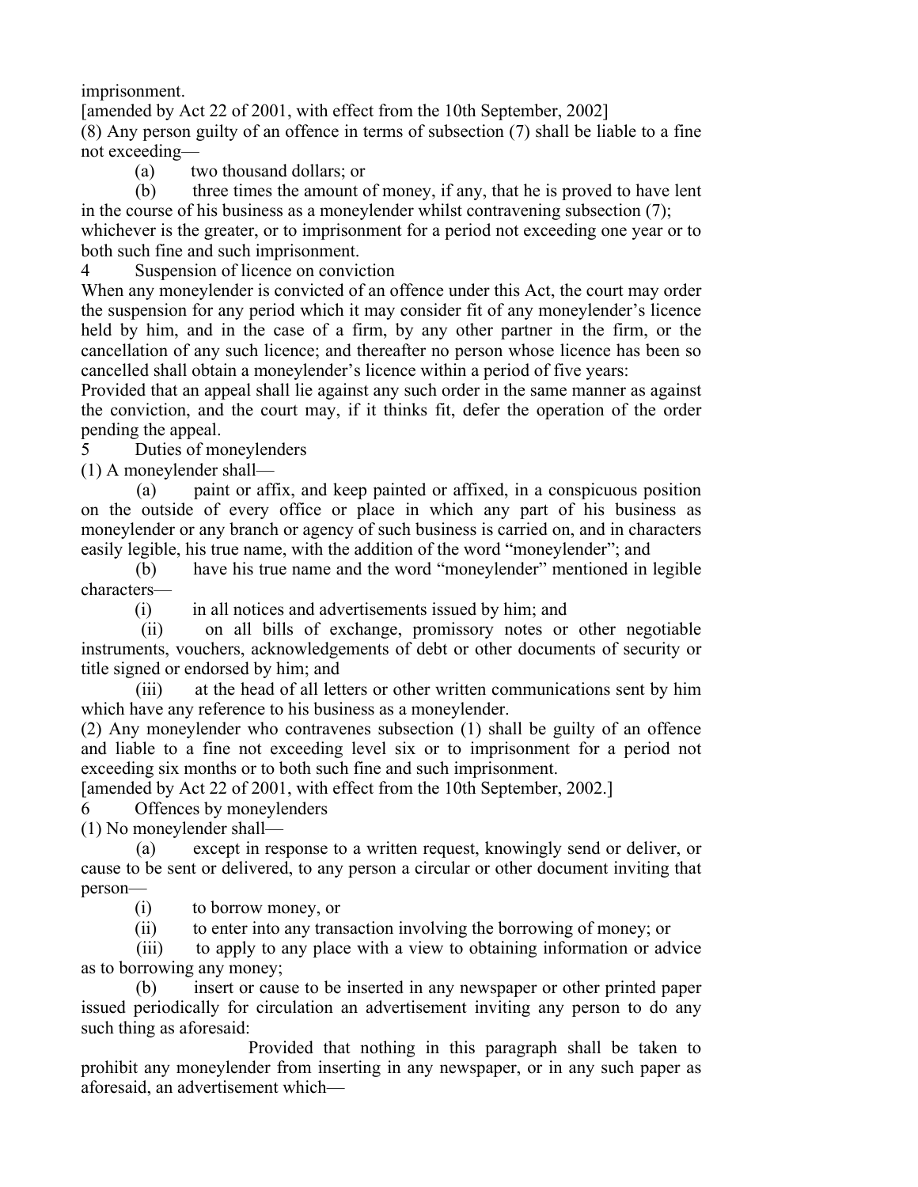imprisonment.

[amended by Act 22 of 2001, with effect from the 10th September, 2002]

(8) Any person guilty of an offence in terms of subsection (7) shall be liable to a fine not exceeding—

(a) two thousand dollars; or

(b) three times the amount of money, if any, that he is proved to have lent in the course of his business as a moneylender whilst contravening subsection (7);

whichever is the greater, or to imprisonment for a period not exceeding one year or to both such fine and such imprisonment.

## 4 Suspension of licence on conviction

When any moneylender is convicted of an offence under this Act, the court may order the suspension for any period which it may consider fit of any moneylender's licence held by him, and in the case of a firm, by any other partner in the firm, or the cancellation of any such licence; and thereafter no person whose licence has been so cancelled shall obtain a moneylender's licence within a period of five years:

Provided that an appeal shall lie against any such order in the same manner as against the conviction, and the court may, if it thinks fit, defer the operation of the order pending the appeal.

## 5 Duties of moneylenders

(1) A moneylender shall—

(a) paint or affix, and keep painted or affixed, in a conspicuous position on the outside of every office or place in which any part of his business as moneylender or any branch or agency of such business is carried on, and in characters easily legible, his true name, with the addition of the word "moneylender"; and

(b) have his true name and the word "moneylender" mentioned in legible characters—

(i) in all notices and advertisements issued by him; and

(ii) on all bills of exchange, promissory notes or other negotiable instruments, vouchers, acknowledgements of debt or other documents of security or title signed or endorsed by him; and

(iii) at the head of all letters or other written communications sent by him which have any reference to his business as a moneylender.

(2) Any moneylender who contravenes subsection (1) shall be guilty of an offence and liable to a fine not exceeding level six or to imprisonment for a period not exceeding six months or to both such fine and such imprisonment.

[amended by Act 22 of 2001, with effect from the 10th September, 2002.]

## 6 Offences by moneylenders

(1) No moneylender shall—

(a) except in response to a written request, knowingly send or deliver, or cause to be sent or delivered, to any person a circular or other document inviting that person—

(i) to borrow money, or

(ii) to enter into any transaction involving the borrowing of money; or

(iii) to apply to any place with a view to obtaining information or advice as to borrowing any money;

(b) insert or cause to be inserted in any newspaper or other printed paper issued periodically for circulation an advertisement inviting any person to do any such thing as aforesaid:

Provided that nothing in this paragraph shall be taken to prohibit any moneylender from inserting in any newspaper, or in any such paper as aforesaid, an advertisement which—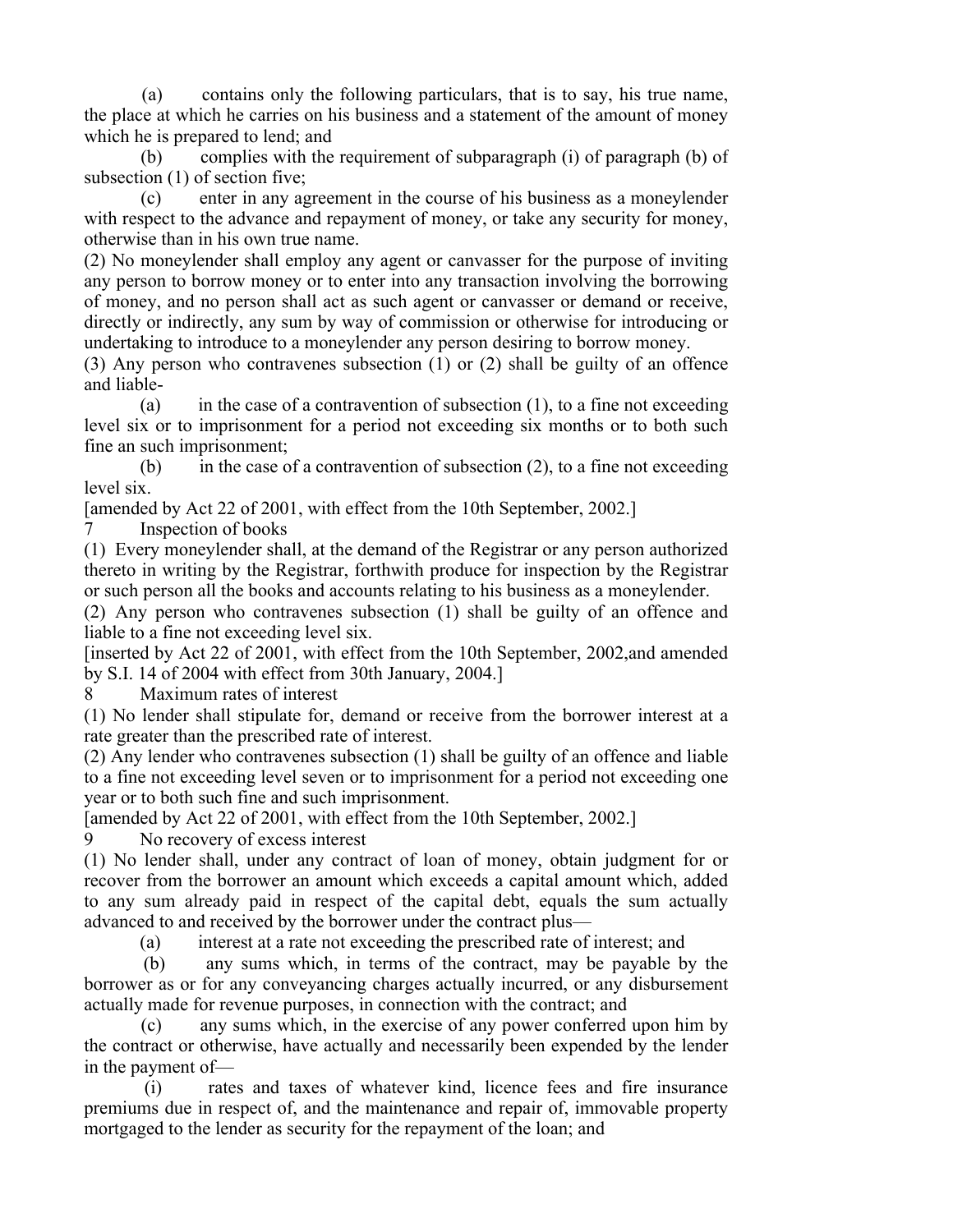(a) contains only the following particulars, that is to say, his true name, the place at which he carries on his business and a statement of the amount of money which he is prepared to lend; and

(b) complies with the requirement of subparagraph (i) of paragraph (b) of subsection (1) of section five;

(c) enter in any agreement in the course of his business as a moneylender with respect to the advance and repayment of money, or take any security for money, otherwise than in his own true name.

(2) No moneylender shall employ any agent or canvasser for the purpose of inviting any person to borrow money or to enter into any transaction involving the borrowing of money, and no person shall act as such agent or canvasser or demand or receive, directly or indirectly, any sum by way of commission or otherwise for introducing or undertaking to introduce to a moneylender any person desiring to borrow money.

(3) Any person who contravenes subsection (1) or (2) shall be guilty of an offence and liable-

(a) in the case of a contravention of subsection (1), to a fine not exceeding level six or to imprisonment for a period not exceeding six months or to both such fine an such imprisonment;

(b) in the case of a contravention of subsection (2), to a fine not exceeding level six.

[amended by Act 22 of 2001, with effect from the 10th September, 2002.]

7 Inspection of books

(1) Every moneylender shall, at the demand of the Registrar or any person authorized thereto in writing by the Registrar, forthwith produce for inspection by the Registrar or such person all the books and accounts relating to his business as a moneylender.

(2) Any person who contravenes subsection (1) shall be guilty of an offence and liable to a fine not exceeding level six.

[inserted by Act 22 of 2001, with effect from the 10th September, 2002,and amended by S.I. 14 of 2004 with effect from 30th January, 2004.]

8 Maximum rates of interest

(1) No lender shall stipulate for, demand or receive from the borrower interest at a rate greater than the prescribed rate of interest.

(2) Any lender who contravenes subsection (1) shall be guilty of an offence and liable to a fine not exceeding level seven or to imprisonment for a period not exceeding one year or to both such fine and such imprisonment.

[amended by Act 22 of 2001, with effect from the 10th September, 2002.]

9 No recovery of excess interest

(1) No lender shall, under any contract of loan of money, obtain judgment for or recover from the borrower an amount which exceeds a capital amount which, added to any sum already paid in respect of the capital debt, equals the sum actually advanced to and received by the borrower under the contract plus—

(a) interest at a rate not exceeding the prescribed rate of interest; and

(b) any sums which, in terms of the contract, may be payable by the borrower as or for any conveyancing charges actually incurred, or any disbursement actually made for revenue purposes, in connection with the contract; and

(c) any sums which, in the exercise of any power conferred upon him by the contract or otherwise, have actually and necessarily been expended by the lender in the payment of—

(i) rates and taxes of whatever kind, licence fees and fire insurance premiums due in respect of, and the maintenance and repair of, immovable property mortgaged to the lender as security for the repayment of the loan; and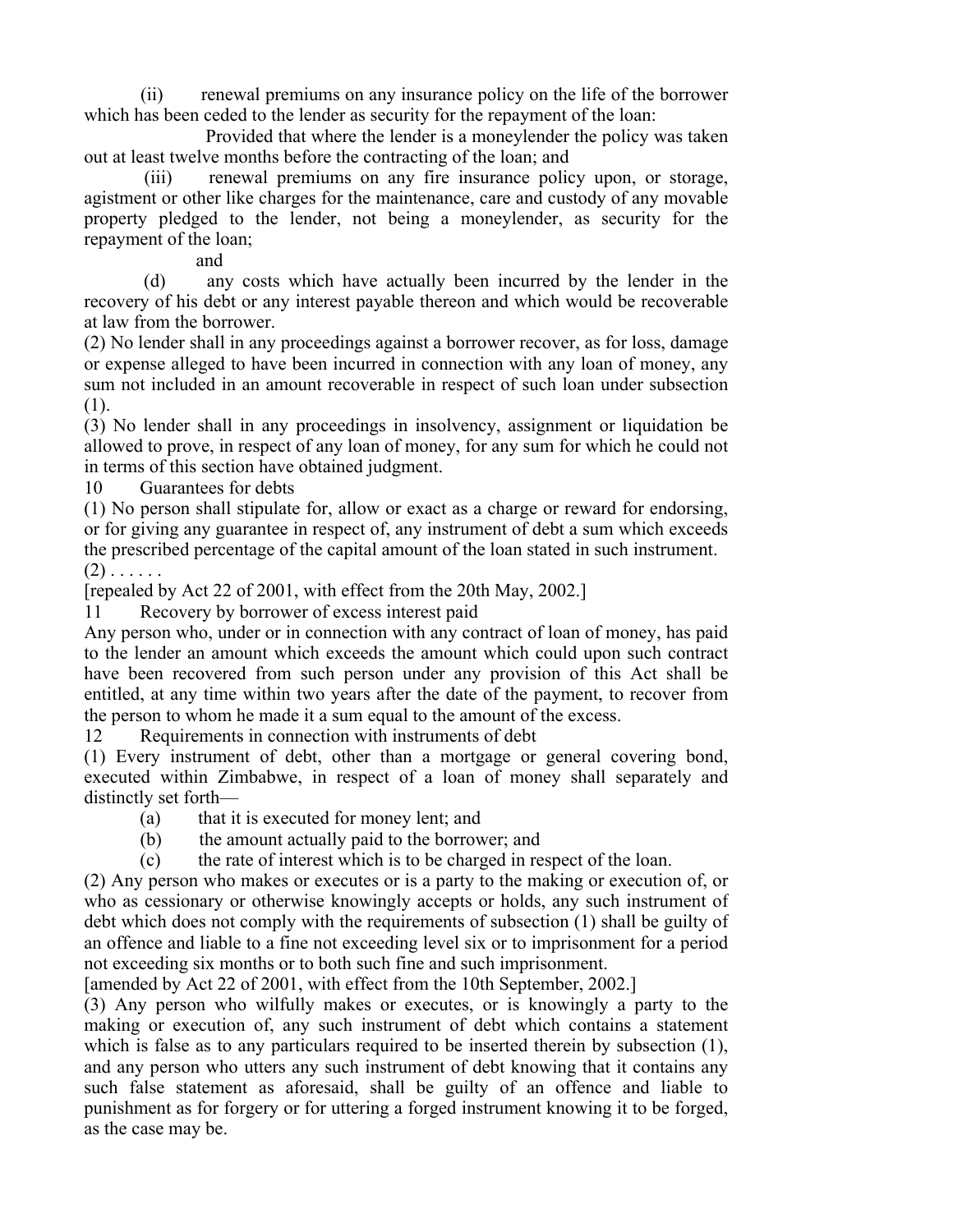(ii) renewal premiums on any insurance policy on the life of the borrower which has been ceded to the lender as security for the repayment of the loan:

Provided that where the lender is a moneylender the policy was taken out at least twelve months before the contracting of the loan; and

(iii) renewal premiums on any fire insurance policy upon, or storage, agistment or other like charges for the maintenance, care and custody of any movable property pledged to the lender, not being a moneylender, as security for the repayment of the loan;

and

(d) any costs which have actually been incurred by the lender in the recovery of his debt or any interest payable thereon and which would be recoverable at law from the borrower.

(2) No lender shall in any proceedings against a borrower recover, as for loss, damage or expense alleged to have been incurred in connection with any loan of money, any sum not included in an amount recoverable in respect of such loan under subsection (1).

(3) No lender shall in any proceedings in insolvency, assignment or liquidation be allowed to prove, in respect of any loan of money, for any sum for which he could not in terms of this section have obtained judgment.

10 Guarantees for debts

(1) No person shall stipulate for, allow or exact as a charge or reward for endorsing, or for giving any guarantee in respect of, any instrument of debt a sum which exceeds the prescribed percentage of the capital amount of the loan stated in such instrument.

(2) . . . . . .

[repealed by Act 22 of 2001, with effect from the 20th May, 2002.]

11 Recovery by borrower of excess interest paid

Any person who, under or in connection with any contract of loan of money, has paid to the lender an amount which exceeds the amount which could upon such contract have been recovered from such person under any provision of this Act shall be entitled, at any time within two years after the date of the payment, to recover from the person to whom he made it a sum equal to the amount of the excess.

12 Requirements in connection with instruments of debt

(1) Every instrument of debt, other than a mortgage or general covering bond, executed within Zimbabwe, in respect of a loan of money shall separately and distinctly set forth—

(a) that it is executed for money lent; and

(b) the amount actually paid to the borrower; and

(c) the rate of interest which is to be charged in respect of the loan.

(2) Any person who makes or executes or is a party to the making or execution of, or who as cessionary or otherwise knowingly accepts or holds, any such instrument of debt which does not comply with the requirements of subsection (1) shall be guilty of an offence and liable to a fine not exceeding level six or to imprisonment for a period not exceeding six months or to both such fine and such imprisonment.

[amended by Act 22 of 2001, with effect from the 10th September, 2002.]

(3) Any person who wilfully makes or executes, or is knowingly a party to the making or execution of, any such instrument of debt which contains a statement which is false as to any particulars required to be inserted therein by subsection (1), and any person who utters any such instrument of debt knowing that it contains any such false statement as aforesaid, shall be guilty of an offence and liable to punishment as for forgery or for uttering a forged instrument knowing it to be forged, as the case may be.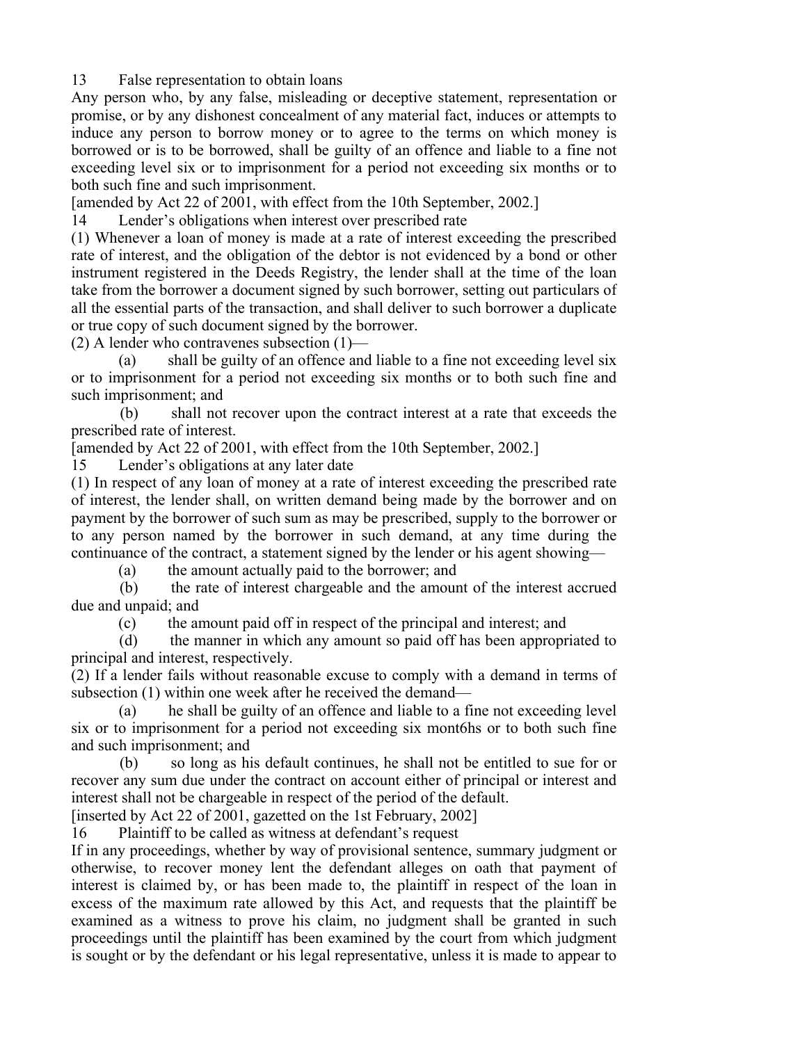13 False representation to obtain loans

Any person who, by any false, misleading or deceptive statement, representation or promise, or by any dishonest concealment of any material fact, induces or attempts to induce any person to borrow money or to agree to the terms on which money is borrowed or is to be borrowed, shall be guilty of an offence and liable to a fine not exceeding level six or to imprisonment for a period not exceeding six months or to both such fine and such imprisonment.

[amended by Act 22 of 2001, with effect from the 10th September, 2002.]

14 Lender's obligations when interest over prescribed rate

(1) Whenever a loan of money is made at a rate of interest exceeding the prescribed rate of interest, and the obligation of the debtor is not evidenced by a bond or other instrument registered in the Deeds Registry, the lender shall at the time of the loan take from the borrower a document signed by such borrower, setting out particulars of all the essential parts of the transaction, and shall deliver to such borrower a duplicate or true copy of such document signed by the borrower.

(2) A lender who contravenes subsection (1)—

(a) shall be guilty of an offence and liable to a fine not exceeding level six or to imprisonment for a period not exceeding six months or to both such fine and such imprisonment; and

(b) shall not recover upon the contract interest at a rate that exceeds the prescribed rate of interest.

[amended by Act 22 of 2001, with effect from the 10th September, 2002.]

15 Lender's obligations at any later date

(1) In respect of any loan of money at a rate of interest exceeding the prescribed rate of interest, the lender shall, on written demand being made by the borrower and on payment by the borrower of such sum as may be prescribed, supply to the borrower or to any person named by the borrower in such demand, at any time during the continuance of the contract, a statement signed by the lender or his agent showing—

(a) the amount actually paid to the borrower; and

(b) the rate of interest chargeable and the amount of the interest accrued due and unpaid; and

(c) the amount paid off in respect of the principal and interest; and

(d) the manner in which any amount so paid off has been appropriated to principal and interest, respectively.

(2) If a lender fails without reasonable excuse to comply with a demand in terms of subsection (1) within one week after he received the demand—

(a) he shall be guilty of an offence and liable to a fine not exceeding level six or to imprisonment for a period not exceeding six mont6hs or to both such fine and such imprisonment; and

(b) so long as his default continues, he shall not be entitled to sue for or recover any sum due under the contract on account either of principal or interest and interest shall not be chargeable in respect of the period of the default.

[inserted by Act 22 of 2001, gazetted on the 1st February, 2002]

16 Plaintiff to be called as witness at defendant's request

If in any proceedings, whether by way of provisional sentence, summary judgment or otherwise, to recover money lent the defendant alleges on oath that payment of interest is claimed by, or has been made to, the plaintiff in respect of the loan in excess of the maximum rate allowed by this Act, and requests that the plaintiff be examined as a witness to prove his claim, no judgment shall be granted in such proceedings until the plaintiff has been examined by the court from which judgment is sought or by the defendant or his legal representative, unless it is made to appear to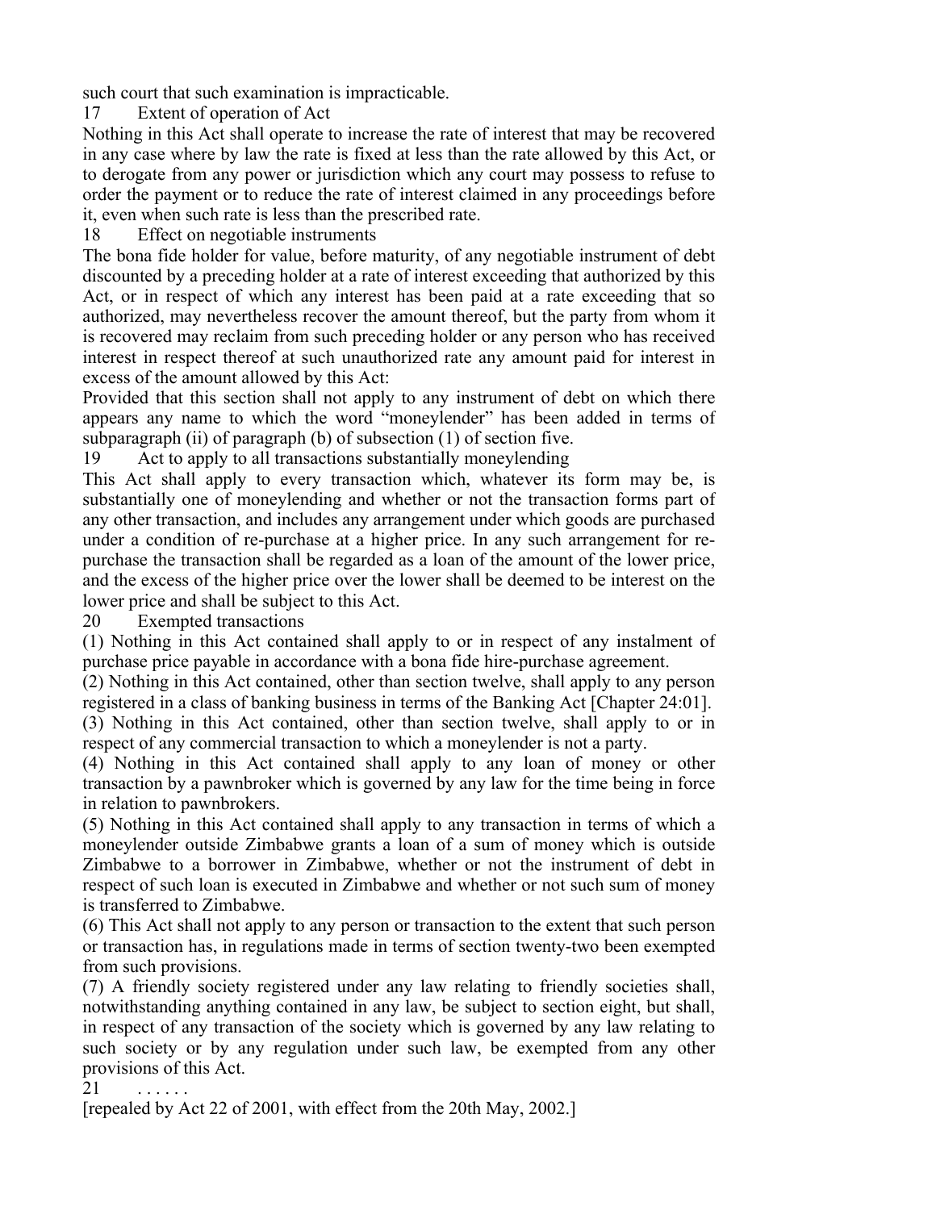such court that such examination is impracticable.

## 17 Extent of operation of Act

Nothing in this Act shall operate to increase the rate of interest that may be recovered in any case where by law the rate is fixed at less than the rate allowed by this Act, or to derogate from any power or jurisdiction which any court may possess to refuse to order the payment or to reduce the rate of interest claimed in any proceedings before it, even when such rate is less than the prescribed rate.

## 18 Effect on negotiable instruments

The bona fide holder for value, before maturity, of any negotiable instrument of debt discounted by a preceding holder at a rate of interest exceeding that authorized by this Act, or in respect of which any interest has been paid at a rate exceeding that so authorized, may nevertheless recover the amount thereof, but the party from whom it is recovered may reclaim from such preceding holder or any person who has received interest in respect thereof at such unauthorized rate any amount paid for interest in excess of the amount allowed by this Act:

Provided that this section shall not apply to any instrument of debt on which there appears any name to which the word "moneylender" has been added in terms of subparagraph (ii) of paragraph (b) of subsection (1) of section five.

## 19 Act to apply to all transactions substantially moneylending

This Act shall apply to every transaction which, whatever its form may be, is substantially one of moneylending and whether or not the transaction forms part of any other transaction, and includes any arrangement under which goods are purchased under a condition of re-purchase at a higher price. In any such arrangement for re-purchase the transaction shall be regarded as a loan of the amount of the lower price, and the excess of the higher price over the lower shall be deemed to be interest on the lower price and shall be subject to this Act.

## 20 Exempted transactions

(1) Nothing in this Act contained shall apply to or in respect of any instalment of purchase price payable in accordance with a bona fide hire-purchase agreement.

(2) Nothing in this Act contained, other than section twelve, shall apply to any person registered in a class of banking business in terms of the Banking Act [Chapter 24:01].

(3) Nothing in this Act contained, other than section twelve, shall apply to or in respect of any commercial transaction to which a moneylender is not a party.

(4) Nothing in this Act contained shall apply to any loan of money or other transaction by a pawnbroker which is governed by any law for the time being in force in relation to pawnbrokers.

(5) Nothing in this Act contained shall apply to any transaction in terms of which a moneylender outside Zimbabwe grants a loan of a sum of money which is outside Zimbabwe to a borrower in Zimbabwe, whether or not the instrument of debt in respect of such loan is executed in Zimbabwe and whether or not such sum of money is transferred to Zimbabwe.

(6) This Act shall not apply to any person or transaction to the extent that such person or transaction has, in regulations made in terms of section twenty-two been exempted from such provisions.

(7) A friendly society registered under any law relating to friendly societies shall, notwithstanding anything contained in any law, be subject to section eight, but shall, in respect of any transaction of the society which is governed by any law relating to such society or by any regulation under such law, be exempted from any other provisions of this Act.

## 21 . . . . . .

[repealed by Act 22 of 2001, with effect from the 20th May, 2002.]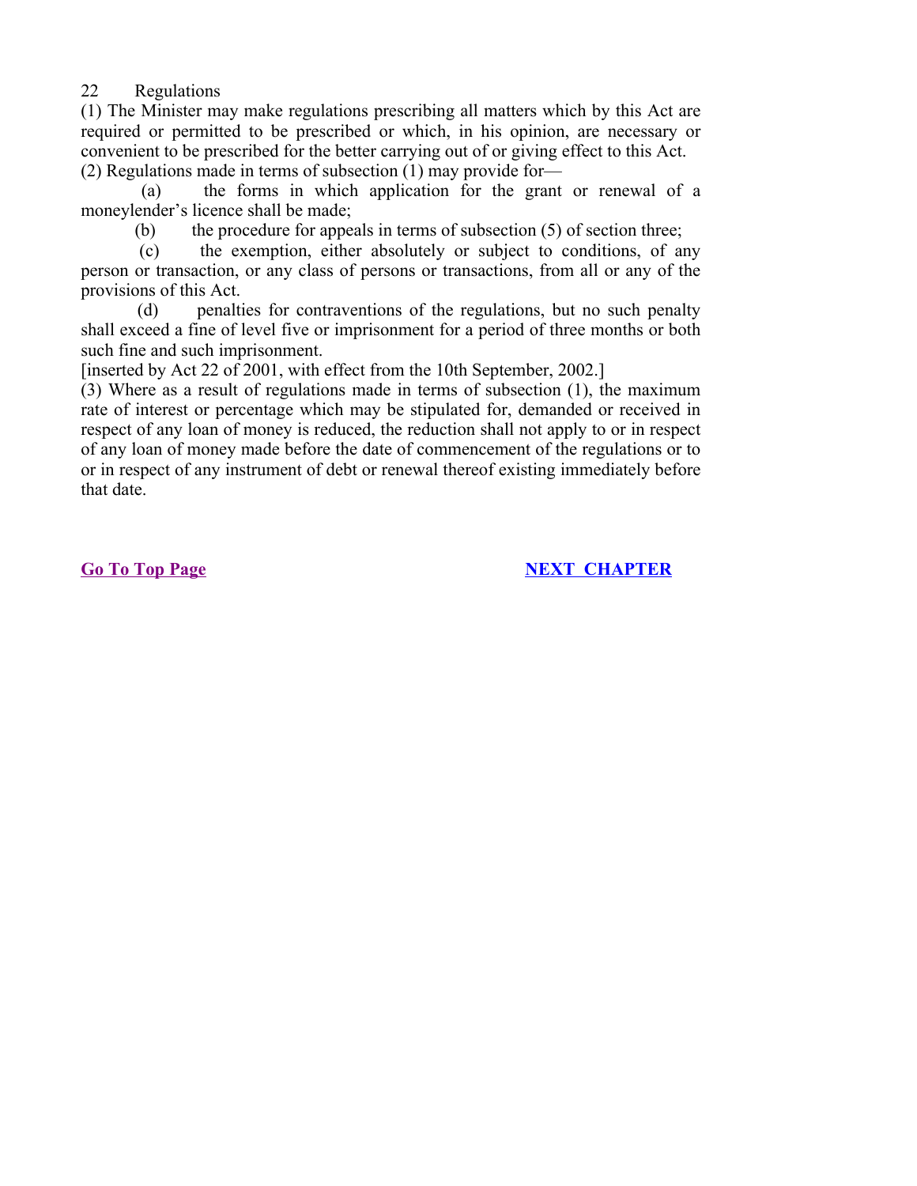22 Regulations

(1) The Minister may make regulations prescribing all matters which by this Act are required or permitted to be prescribed or which, in his opinion, are necessary or convenient to be prescribed for the better carrying out of or giving effect to this Act.

(2) Regulations made in terms of subsection (1) may provide for—

(a) the forms in which application for the grant or renewal of a moneylender's licence shall be made;

(b) the procedure for appeals in terms of subsection (5) of section three;

(c) the exemption, either absolutely or subject to conditions, of any person or transaction, or any class of persons or transactions, from all or any of the provisions of this Act.

(d) penalties for contraventions of the regulations, but no such penalty shall exceed a fine of level five or imprisonment for a period of three months or both such fine and such imprisonment.

[inserted by Act 22 of 2001, with effect from the 10th September, 2002.]

(3) Where as a result of regulations made in terms of subsection (1), the maximum rate of interest or percentage which may be stipulated for, demanded or received in respect of any loan of money is reduced, the reduction shall not apply to or in respect of any loan of money made before the date of commencement of the regulations or to or in respect of any instrument of debt or renewal thereof existing immediately before that date.

**Go To Top Page** **NEXT CHAPTER**